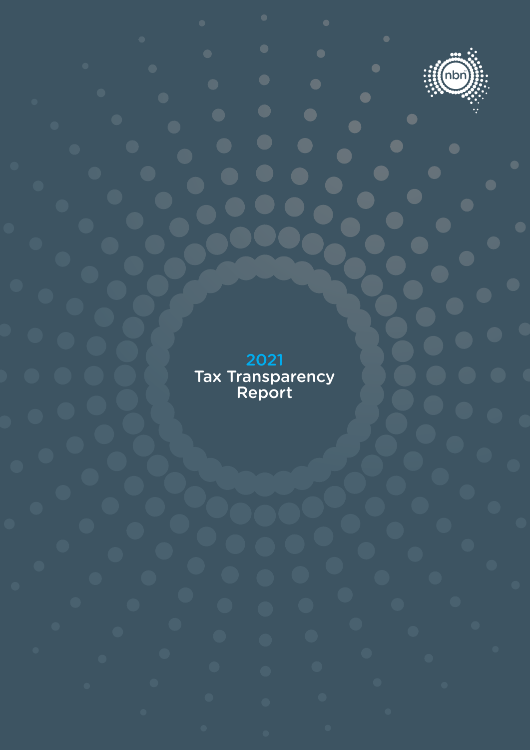# 2021 Tax Transparency Report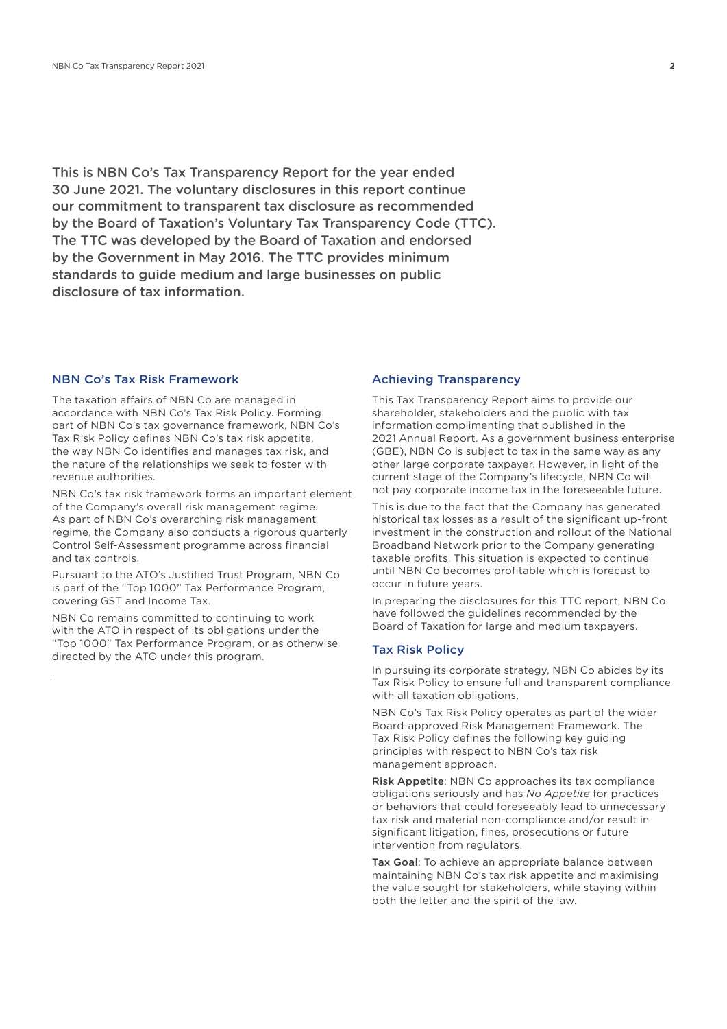This is NBN Co's Tax Transparency Report for the year ended 30 June 2021. The voluntary disclosures in this report continue our commitment to transparent tax disclosure as recommended by the Board of Taxation's Voluntary Tax Transparency Code (TTC). The TTC was developed by the Board of Taxation and endorsed by the Government in May 2016. The TTC provides minimum standards to guide medium and large businesses on public disclosure of tax information.

## NBN Co's Tax Risk Framework

The taxation affairs of NBN Co are managed in accordance with NBN Co's Tax Risk Policy. Forming part of NBN Co's tax governance framework, NBN Co's Tax Risk Policy defines NBN Co's tax risk appetite, the way NBN Co identifies and manages tax risk, and the nature of the relationships we seek to foster with revenue authorities.

NBN Co's tax risk framework forms an important element of the Company's overall risk management regime. As part of NBN Co's overarching risk management regime, the Company also conducts a rigorous quarterly Control Self-Assessment programme across financial and tax controls.

Pursuant to the ATO's Justified Trust Program, NBN Co is part of the "Top 1000" Tax Performance Program, covering GST and Income Tax.

NBN Co remains committed to continuing to work with the ATO in respect of its obligations under the "Top 1000" Tax Performance Program, or as otherwise directed by the ATO under this program.

## Achieving Transparency

This Tax Transparency Report aims to provide our shareholder, stakeholders and the public with tax information complimenting that published in the 2021 Annual Report. As a government business enterprise (GBE), NBN Co is subject to tax in the same way as any other large corporate taxpayer. However, in light of the current stage of the Company's lifecycle, NBN Co will not pay corporate income tax in the foreseeable future.

This is due to the fact that the Company has generated historical tax losses as a result of the significant up-front investment in the construction and rollout of the National Broadband Network prior to the Company generating taxable profits. This situation is expected to continue until NBN Co becomes profitable which is forecast to occur in future years.

In preparing the disclosures for this TTC report, NBN Co have followed the guidelines recommended by the Board of Taxation for large and medium taxpayers.

## Tax Risk Policy

In pursuing its corporate strategy, NBN Co abides by its Tax Risk Policy to ensure full and transparent compliance with all taxation obligations.

NBN Co's Tax Risk Policy operates as part of the wider Board-approved Risk Management Framework. The Tax Risk Policy defines the following key guiding principles with respect to NBN Co's tax risk management approach.

**Risk Appetite**: NBN Co approaches its tax compliance obligations seriously and has *No Appetite* for practices or behaviors that could foreseeably lead to unnecessary tax risk and material non-compliance and/or result in significant litigation, fines, prosecutions or future intervention from regulators.

**Tax Goal**: To achieve an appropriate balance between maintaining NBN Co's tax risk appetite and maximising the value sought for stakeholders, while staying within both the letter and the spirit of the law.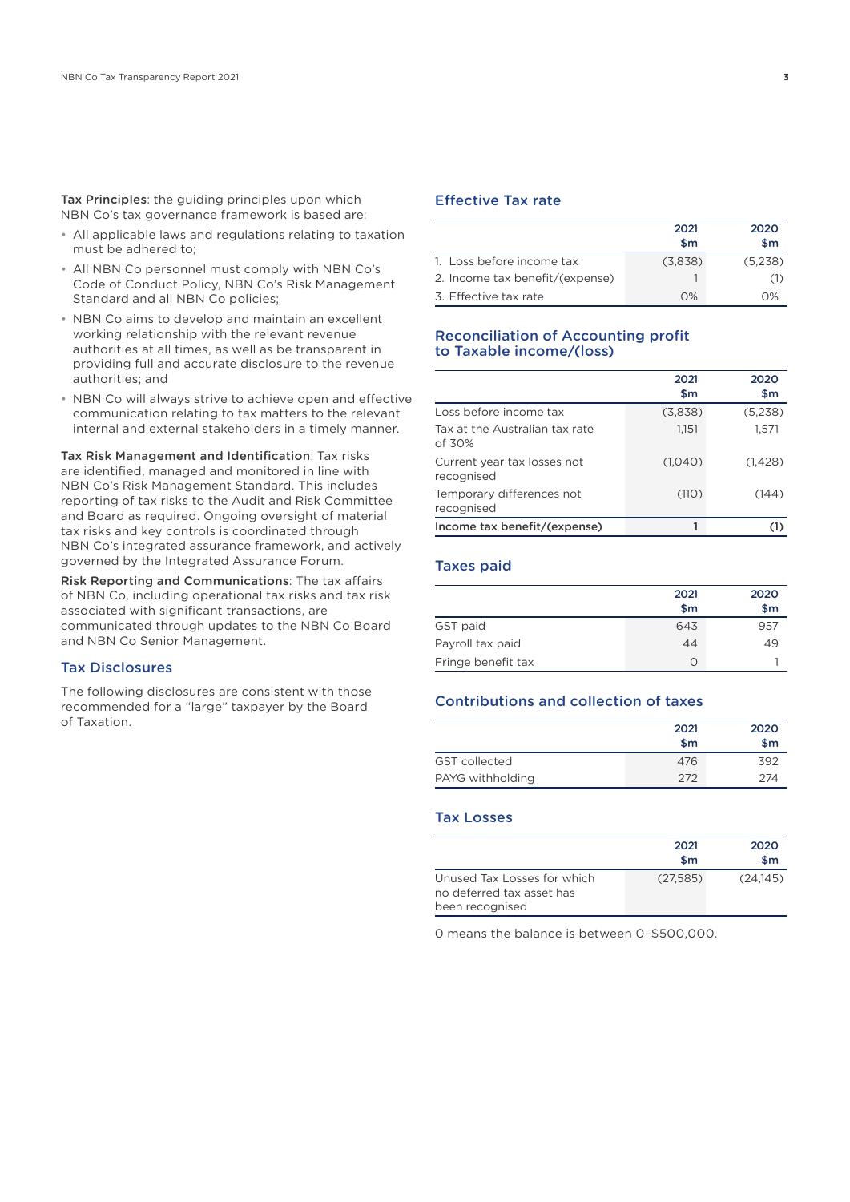**Tax Principles**: the guiding principles upon which NBN Co's tax governance framework is based are:

- All applicable laws and regulations relating to taxation must be adhered to;
- All NBN Co personnel must comply with NBN Co's Code of Conduct Policy, NBN Co's Risk Management Standard and all NBN Co policies;
- NBN Co aims to develop and maintain an excellent working relationship with the relevant revenue authorities at all times, as well as be transparent in providing full and accurate disclosure to the revenue authorities; and
- NBN Co will always strive to achieve open and effective communication relating to tax matters to the relevant internal and external stakeholders in a timely manner.

**Tax Risk Management and Identification**: Tax risks are identified, managed and monitored in line with NBN Co's Risk Management Standard. This includes reporting of tax risks to the Audit and Risk Committee and Board as required. Ongoing oversight of material tax risks and key controls is coordinated through NBN Co's integrated assurance framework, and actively governed by the Integrated Assurance Forum.

**Risk Reporting and Communications**: The tax affairs of NBN Co, including operational tax risks and tax risk associated with significant transactions, are communicated through updates to the NBN Co Board and NBN Co Senior Management.

## Tax Disclosures

The following disclosures are consistent with those recommended for a "large" taxpayer by the Board of Taxation.

## Effective Tax rate

| | 2021 $m | 2020 $m |
|---|---|---|
| 1. Loss before income tax | (3,838) | (5,238) |
| 2. Income tax benefit/(expense) | 1 | (1) |
| 3. Effective tax rate | 0% | 0% |

## Reconciliation of Accounting profit to Taxable income/(loss)

| | 2021 $m | 2020 $m |
|---|---|---|
| Loss before income tax | (3,838) | (5,238) |
| Tax at the Australian tax rate of 30% | 1,151 | 1,571 |
| Current year tax losses not recognised | (1,040) | (1,428) |
| Temporary differences not recognised | (110) | (144) |
| **Income tax benefit/(expense)** | **1** | **(1)** |

## Taxes paid

| | 2021 $m | 2020 $m |
|---|---|---|
| GST paid | 643 | 957 |
| Payroll tax paid | 44 | 49 |
| Fringe benefit tax | 0 | 1 |

## Contributions and collection of taxes

| | 2021 $m | 2020 $m |
|---|---|---|
| GST collected | 476 | 392 |
| PAYG withholding | 272 | 274 |

## Tax Losses

| | 2021 $m | 2020 $m |
|---|---|---|
| Unused Tax Losses for which no deferred tax asset has been recognised | (27,585) | (24,145) |

0 means the balance is between 0–$500,000.